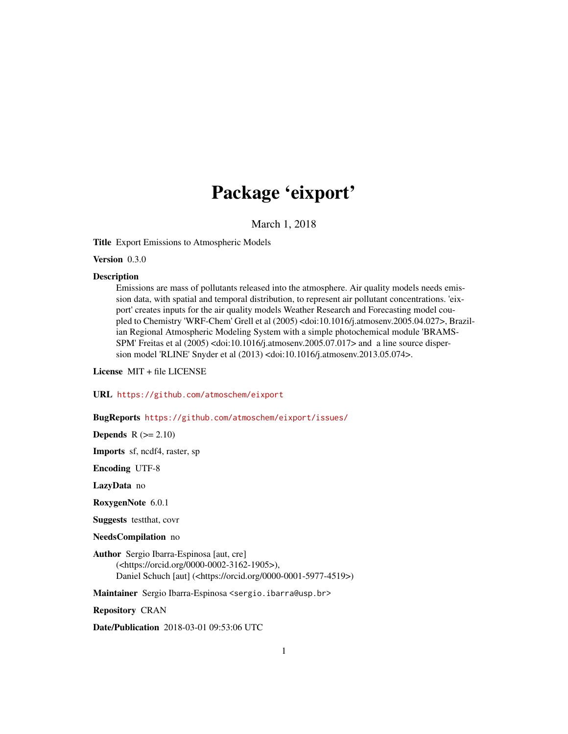# Package 'eixport'

March 1, 2018

**Title** Export Emissions to Atmospheric Models

**Version** 0.3.0

**Description** Emissions are mass of pollutants released into the atmosphere. Air quality models needs emission data, with spatial and temporal distribution, to represent air pollutant concentrations. 'eixport' creates inputs for the air quality models Weather Research and Forecasting model coupled to Chemistry 'WRF-Chem' Grell et al (2005) <doi:10.1016/j.atmosenv.2005.04.027>, Brazilian Regional Atmospheric Modeling System with a simple photochemical module 'BRAMS-SPM' Freitas et al (2005) <doi:10.1016/j.atmosenv.2005.07.017> and a line source dispersion model 'RLINE' Snyder et al (2013) <doi:10.1016/j.atmosenv.2013.05.074>.

**License** MIT + file LICENSE

**URL** https://github.com/atmoschem/eixport

**BugReports** https://github.com/atmoschem/eixport/issues/

**Depends** R (>= 2.10)

**Imports** sf, ncdf4, raster, sp

**Encoding** UTF-8

**LazyData** no

**RoxygenNote** 6.0.1

**Suggests** testthat, covr

**NeedsCompilation** no

**Author** Sergio Ibarra-Espinosa [aut, cre] (<https://orcid.org/0000-0002-3162-1905>), Daniel Schuch [aut] (<https://orcid.org/0000-0001-5977-4519>)

**Maintainer** Sergio Ibarra-Espinosa <sergio.ibarra@usp.br>

**Repository** CRAN

**Date/Publication** 2018-03-01 09:53:06 UTC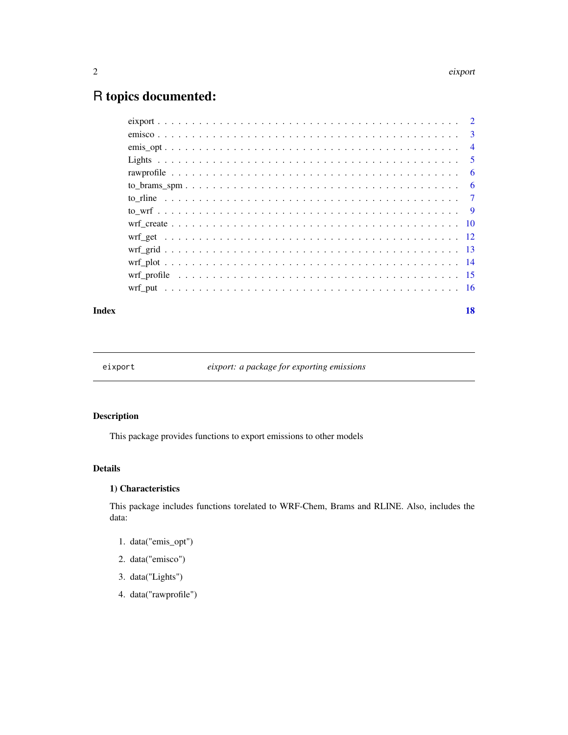# R topics documented:

| | |
|---|---|
| eixport | 2 |
| emisco | 3 |
| emis_opt | 4 |
| Lights | 5 |
| rawprofile | 6 |
| to_brams_spm | 6 |
| to_rline | 7 |
| to_wrf | 9 |
| wrf_create | 10 |
| wrf_get | 12 |
| wrf_grid | 13 |
| wrf_plot | 14 |
| wrf_profile | 15 |
| wrf_put | 16 |
| **Index** | **18** |

---

eixport — *eixport: a package for exporting emissions*

---

## Description

This package provides functions to export emissions to other models

## Details

### 1) Characteristics

This package includes functions torelated to WRF-Chem, Brams and RLINE. Also, includes the data:

1. data("emis_opt")
2. data("emisco")
3. data("Lights")
4. data("rawprofile")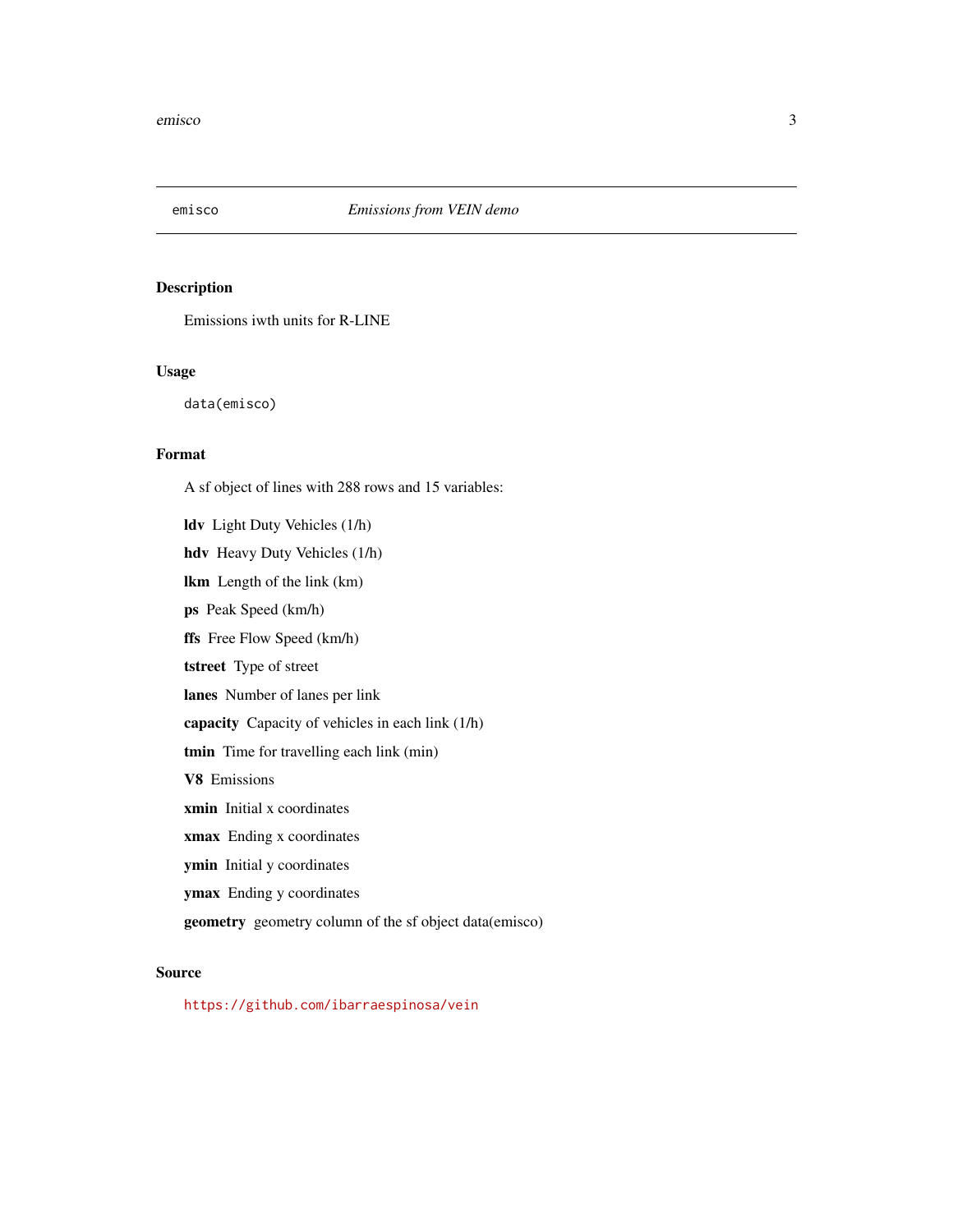## emisco — *Emissions from VEIN demo*

### Description

Emissions iwth units for R-LINE

### Usage

```
data(emisco)
```

### Format

A sf object of lines with 288 rows and 15 variables:

**ldv** Light Duty Vehicles (1/h)

**hdv** Heavy Duty Vehicles (1/h)

**lkm** Length of the link (km)

**ps** Peak Speed (km/h)

**ffs** Free Flow Speed (km/h)

**tstreet** Type of street

**lanes** Number of lanes per link

**capacity** Capacity of vehicles in each link (1/h)

**tmin** Time for travelling each link (min)

**V8** Emissions

**xmin** Initial x coordinates

**xmax** Ending x coordinates

**ymin** Initial y coordinates

**ymax** Ending y coordinates

**geometry** geometry column of the sf object data(emisco)

### Source

https://github.com/ibarraespinosa/vein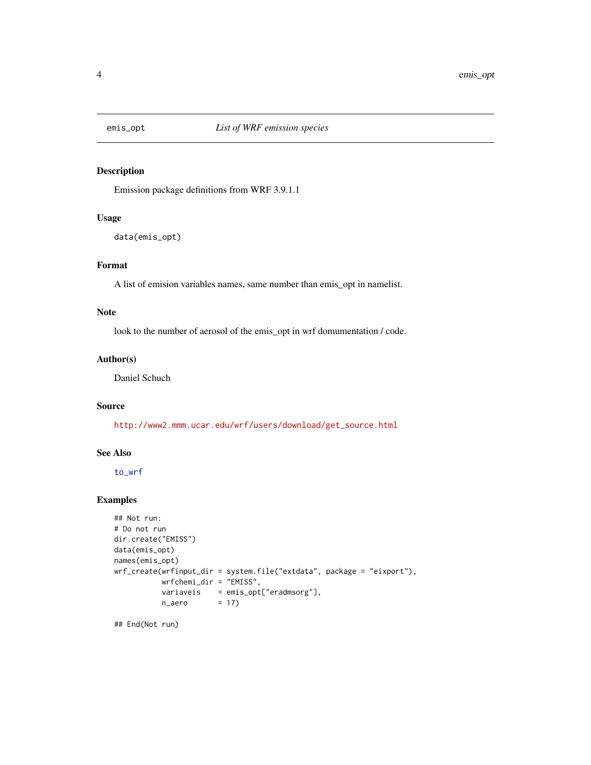# emis_opt — *List of WRF emission species*

## Description

Emission package definitions from WRF 3.9.1.1

## Usage

```
data(emis_opt)
```

## Format

A list of emision variables names, same number than emis_opt in namelist.

## Note

look to the number of aerosol of the emis_opt in wrf domumentation / code.

## Author(s)

Daniel Schuch

## Source

http://www2.mmm.ucar.edu/wrf/users/download/get_source.html

## See Also

to_wrf

## Examples

```
## Not run:
# Do not run
dir.create("EMISS")
data(emis_opt)
names(emis_opt)
wrf_create(wrfinput_dir = system.file("extdata", package = "eixport"),
           wrfchemi_dir = "EMISS",
           variaveis    = emis_opt["eradmsorg"],
           n_aero       = 17)

## End(Not run)
```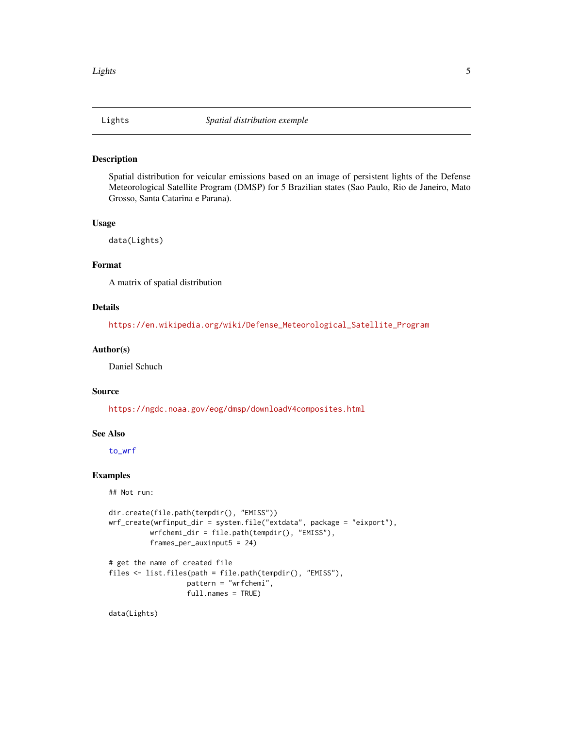`Lights` *Spatial distribution exemple*

## Description

Spatial distribution for veicular emissions based on an image of persistent lights of the Defense Meteorological Satellite Program (DMSP) for 5 Brazilian states (Sao Paulo, Rio de Janeiro, Mato Grosso, Santa Catarina e Parana).

## Usage

```
data(Lights)
```

## Format

A matrix of spatial distribution

## Details

https://en.wikipedia.org/wiki/Defense_Meteorological_Satellite_Program

## Author(s)

Daniel Schuch

## Source

https://ngdc.noaa.gov/eog/dmsp/downloadV4composites.html

## See Also

`to_wrf`

## Examples

```
## Not run:

dir.create(file.path(tempdir(), "EMISS"))
wrf_create(wrfinput_dir = system.file("extdata", package = "eixport"),
           wrfchemi_dir = file.path(tempdir(), "EMISS"),
           frames_per_auxinput5 = 24)

# get the name of created file
files <- list.files(path = file.path(tempdir(), "EMISS"),
                    pattern = "wrfchemi",
                    full.names = TRUE)

data(Lights)
```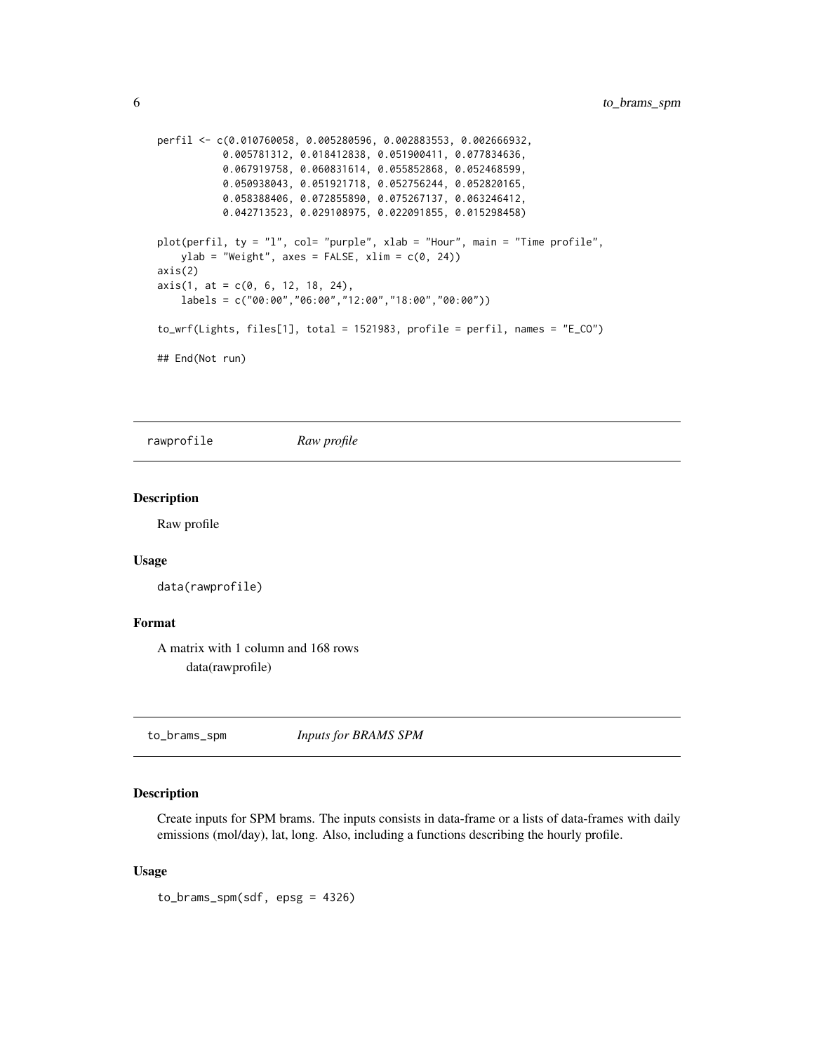```
perfil <- c(0.010760058, 0.005280596, 0.002883553, 0.002666932,
            0.005781312, 0.018412838, 0.051900411, 0.077834636,
            0.067919758, 0.060831614, 0.055852868, 0.052468599,
            0.050938043, 0.051921718, 0.052756244, 0.052820165,
            0.058388406, 0.072855890, 0.075267137, 0.063246412,
            0.042713523, 0.029108975, 0.022091855, 0.015298458)

plot(perfil, ty = "l", col= "purple", xlab = "Hour", main = "Time profile",
     ylab = "Weight", axes = FALSE, xlim = c(0, 24))
axis(2)
axis(1, at = c(0, 6, 12, 18, 24),
     labels = c("00:00","06:00","12:00","18:00","00:00"))

to_wrf(Lights, files[1], total = 1521983, profile = perfil, names = "E_CO")

## End(Not run)
```

## rawprofile *Raw profile*

### Description

Raw profile

### Usage

```
data(rawprofile)
```

### Format

A matrix with 1 column and 168 rows
data(rawprofile)

## to_brams_spm *Inputs for BRAMS SPM*

### Description

Create inputs for SPM brams. The inputs consists in data-frame or a lists of data-frames with daily emissions (mol/day), lat, long. Also, including a functions describing the hourly profile.

### Usage

```
to_brams_spm(sdf, epsg = 4326)
```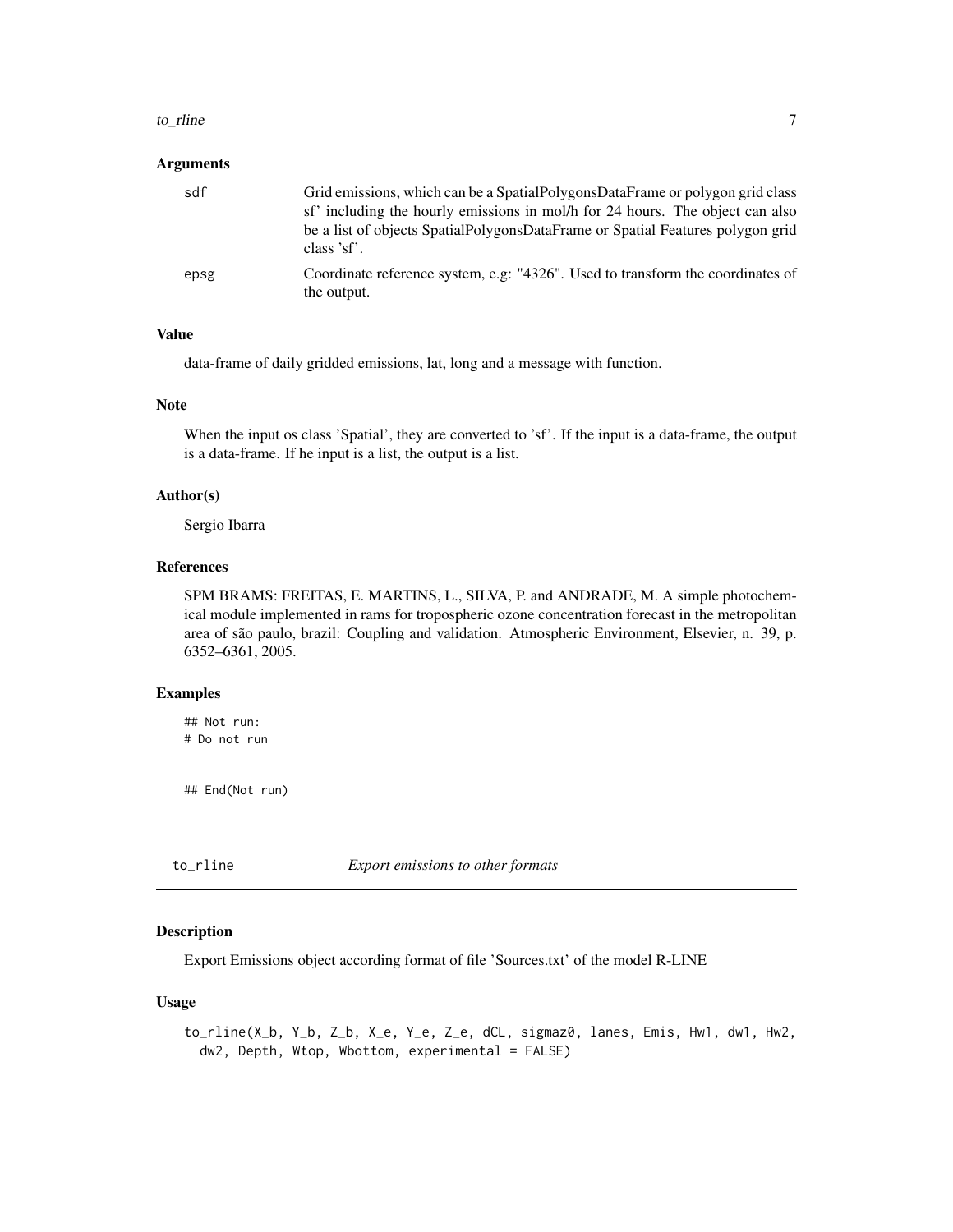### Arguments

| | |
|---|---|
| sdf | Grid emissions, which can be a SpatialPolygonsDataFrame or polygon grid class sf' including the hourly emissions in mol/h for 24 hours. The object can also be a list of objects SpatialPolygonsDataFrame or Spatial Features polygon grid class 'sf'. |
| epsg | Coordinate reference system, e.g: "4326". Used to transform the coordinates of the output. |

### Value

data-frame of daily gridded emissions, lat, long and a message with function.

### Note

When the input os class 'Spatial', they are converted to 'sf'. If the input is a data-frame, the output is a data-frame. If he input is a list, the output is a list.

### Author(s)

Sergio Ibarra

### References

SPM BRAMS: FREITAS, E. MARTINS, L., SILVA, P. and ANDRADE, M. A simple photochemical module implemented in rams for tropospheric ozone concentration forecast in the metropolitan area of são paulo, brazil: Coupling and validation. Atmospheric Environment, Elsevier, n. 39, p. 6352–6361, 2005.

### Examples

```
## Not run:
# Do not run


## End(Not run)
```

---

## to_rline *Export emissions to other formats*

### Description

Export Emissions object according format of file 'Sources.txt' of the model R-LINE

### Usage

```
to_rline(X_b, Y_b, Z_b, X_e, Y_e, Z_e, dCL, sigmaz0, lanes, Emis, Hw1, dw1, Hw2,
  dw2, Depth, Wtop, Wbottom, experimental = FALSE)
```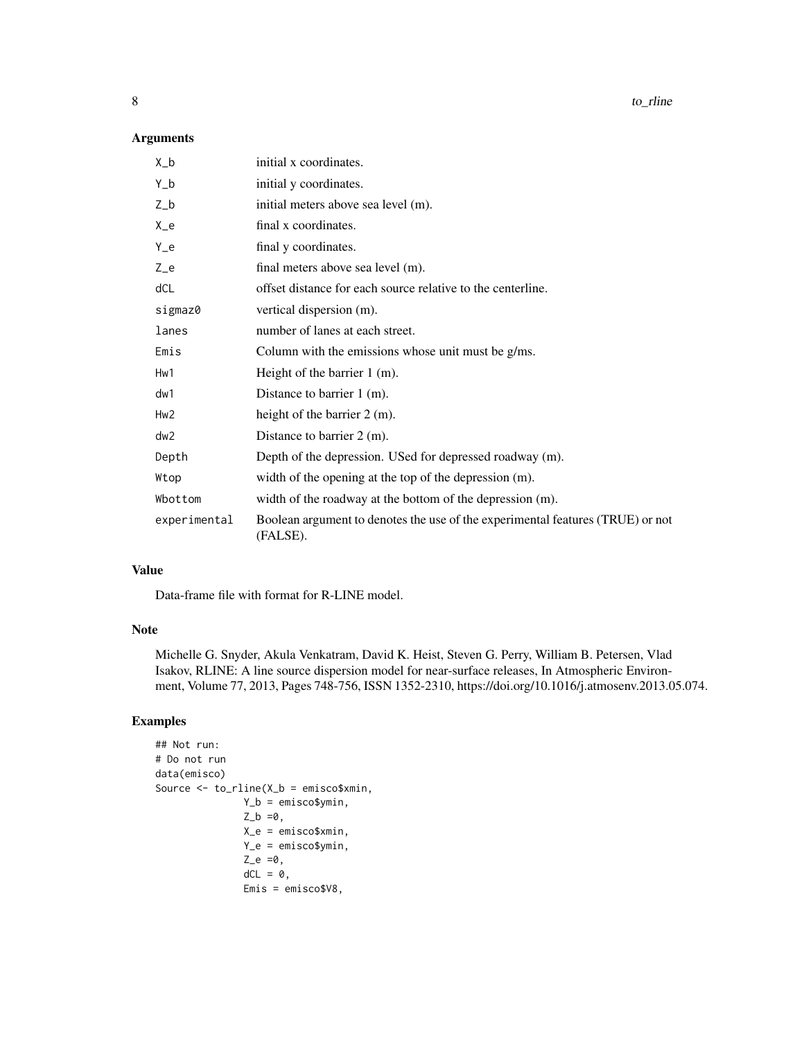## Arguments

| | |
|---|---|
| X_b | initial x coordinates. |
| Y_b | initial y coordinates. |
| Z_b | initial meters above sea level (m). |
| X_e | final x coordinates. |
| Y_e | final y coordinates. |
| Z_e | final meters above sea level (m). |
| dCL | offset distance for each source relative to the centerline. |
| sigmaz0 | vertical dispersion (m). |
| lanes | number of lanes at each street. |
| Emis | Column with the emissions whose unit must be g/ms. |
| Hw1 | Height of the barrier 1 (m). |
| dw1 | Distance to barrier 1 (m). |
| Hw2 | height of the barrier 2 (m). |
| dw2 | Distance to barrier 2 (m). |
| Depth | Depth of the depression. USed for depressed roadway (m). |
| Wtop | width of the opening at the top of the depression (m). |
| Wbottom | width of the roadway at the bottom of the depression (m). |
| experimental | Boolean argument to denotes the use of the experimental features (TRUE) or not (FALSE). |

## Value

Data-frame file with format for R-LINE model.

## Note

Michelle G. Snyder, Akula Venkatram, David K. Heist, Steven G. Perry, William B. Petersen, Vlad Isakov, RLINE: A line source dispersion model for near-surface releases, In Atmospheric Environment, Volume 77, 2013, Pages 748-756, ISSN 1352-2310, https://doi.org/10.1016/j.atmosenv.2013.05.074.

## Examples

```
## Not run:
# Do not run
data(emisco)
Source <- to_rline(X_b = emisco$xmin,
              Y_b = emisco$ymin,
              Z_b =0,
              X_e = emisco$xmin,
              Y_e = emisco$ymin,
              Z_e =0,
              dCL = 0,
              Emis = emisco$V8,
```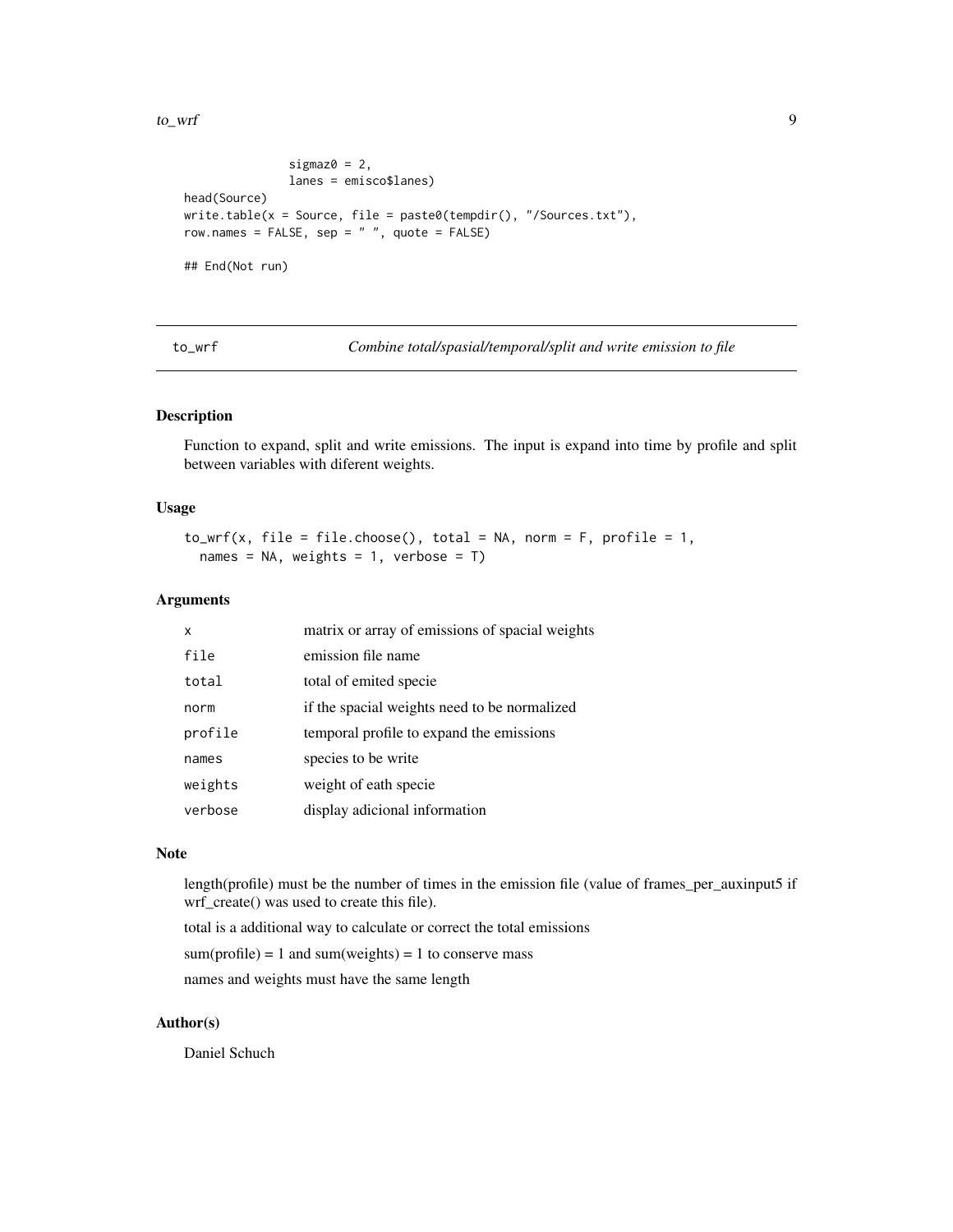```
                sigmaz0 = 2,
                lanes = emisco$lanes)
head(Source)
write.table(x = Source, file = paste0(tempdir(), "/Sources.txt"),
row.names = FALSE, sep = " ", quote = FALSE)

## End(Not run)
```

---

## to_wrf — *Combine total/spasial/temporal/split and write emission to file*

### Description

Function to expand, split and write emissions. The input is expand into time by profile and split between variables with diferent weights.

### Usage

```
to_wrf(x, file = file.choose(), total = NA, norm = F, profile = 1,
  names = NA, weights = 1, verbose = T)
```

### Arguments

| | |
|---|---|
| `x` | matrix or array of emissions of spacial weights |
| `file` | emission file name |
| `total` | total of emited specie |
| `norm` | if the spacial weights need to be normalized |
| `profile` | temporal profile to expand the emissions |
| `names` | species to be write |
| `weights` | weight of eath specie |
| `verbose` | display adicional information |

### Note

length(profile) must be the number of times in the emission file (value of frames_per_auxinput5 if wrf_create() was used to create this file).

total is a additional way to calculate or correct the total emissions

sum(profile) = 1 and sum(weights) = 1 to conserve mass

names and weights must have the same length

### Author(s)

Daniel Schuch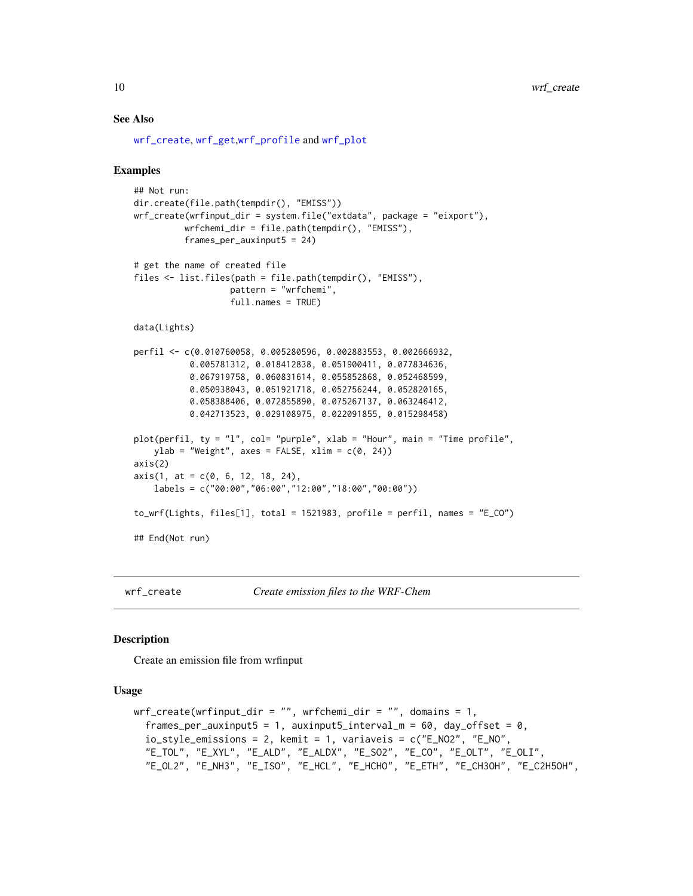### See Also

wrf_create, wrf_get,wrf_profile and wrf_plot

### Examples

```
## Not run:
dir.create(file.path(tempdir(), "EMISS"))
wrf_create(wrfinput_dir = system.file("extdata", package = "eixport"),
          wrfchemi_dir = file.path(tempdir(), "EMISS"),
          frames_per_auxinput5 = 24)

# get the name of created file
files <- list.files(path = file.path(tempdir(), "EMISS"),
                   pattern = "wrfchemi",
                   full.names = TRUE)

data(Lights)

perfil <- c(0.010760058, 0.005280596, 0.002883553, 0.002666932,
           0.005781312, 0.018412838, 0.051900411, 0.077834636,
           0.067919758, 0.060831614, 0.055852868, 0.052468599,
           0.050938043, 0.051921718, 0.052756244, 0.052820165,
           0.058388406, 0.072855890, 0.075267137, 0.063246412,
           0.042713523, 0.029108975, 0.022091855, 0.015298458)

plot(perfil, ty = "l", col= "purple", xlab = "Hour", main = "Time profile",
    ylab = "Weight", axes = FALSE, xlim = c(0, 24))
axis(2)
axis(1, at = c(0, 6, 12, 18, 24),
    labels = c("00:00","06:00","12:00","18:00","00:00"))

to_wrf(Lights, files[1], total = 1521983, profile = perfil, names = "E_CO")

## End(Not run)
```

---

## wrf_create — *Create emission files to the WRF-Chem*

### Description

Create an emission file from wrfinput

### Usage

```
wrf_create(wrfinput_dir = "", wrfchemi_dir = "", domains = 1,
  frames_per_auxinput5 = 1, auxinput5_interval_m = 60, day_offset = 0,
  io_style_emissions = 2, kemit = 1, variaveis = c("E_NO2", "E_NO",
  "E_TOL", "E_XYL", "E_ALD", "E_ALDX", "E_SO2", "E_CO", "E_OLT", "E_OLI",
  "E_OL2", "E_NH3", "E_ISO", "E_HCL", "E_HCHO", "E_ETH", "E_CH3OH", "E_C2H5OH",
```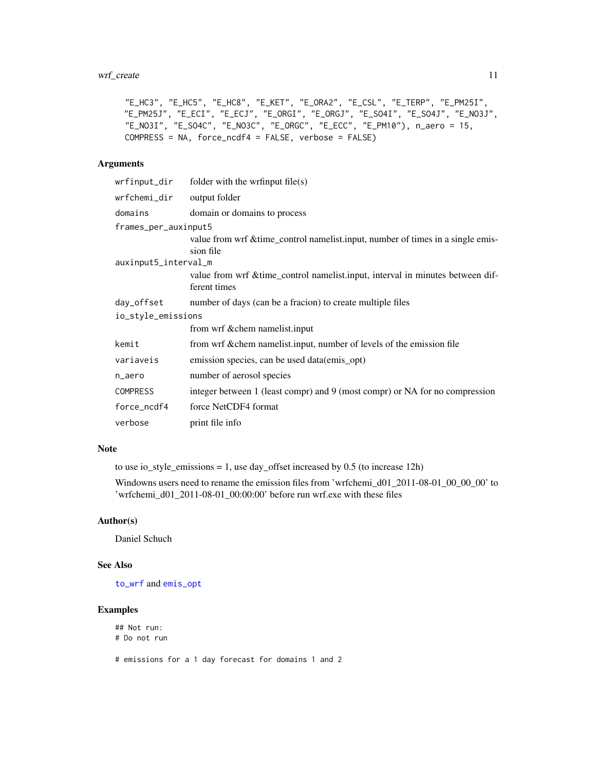```
"E_HC3", "E_HC5", "E_HC8", "E_KET", "E_ORA2", "E_CSL", "E_TERP", "E_PM25I",
"E_PM25J", "E_ECI", "E_ECJ", "E_ORGI", "E_ORGJ", "E_SO4I", "E_SO4J", "E_NO3J",
"E_NO3I", "E_SO4C", "E_NO3C", "E_ORGC", "E_ECC", "E_PM10"), n_aero = 15,
COMPRESS = NA, force_ncdf4 = FALSE, verbose = FALSE)
```

## Arguments

| | |
|---|---|
| `wrfinput_dir` | folder with the wrfinput file(s) |
| `wrfchemi_dir` | output folder |
| `domains` | domain or domains to process |
| `frames_per_auxinput5` | value from wrf &time_control namelist.input, number of times in a single emission file |
| `auxinput5_interval_m` | value from wrf &time_control namelist.input, interval in minutes between different times |
| `day_offset` | number of days (can be a fracion) to create multiple files |
| `io_style_emissions` | from wrf &chem namelist.input |
| `kemit` | from wrf &chem namelist.input, number of levels of the emission file |
| `variaveis` | emission species, can be used data(emis_opt) |
| `n_aero` | number of aerosol species |
| `COMPRESS` | integer between 1 (least compr) and 9 (most compr) or NA for no compression |
| `force_ncdf4` | force NetCDF4 format |
| `verbose` | print file info |

## Note

to use io_style_emissions = 1, use day_offset increased by 0.5 (to increase 12h)

Windowns users need to rename the emission files from 'wrfchemi_d01_2011-08-01_00_00_00' to 'wrfchemi_d01_2011-08-01_00:00:00' before run wrf.exe with these files

## Author(s)

Daniel Schuch

## See Also

`to_wrf` and `emis_opt`

## Examples

```
## Not run:
# Do not run

# emissions for a 1 day forecast for domains 1 and 2
```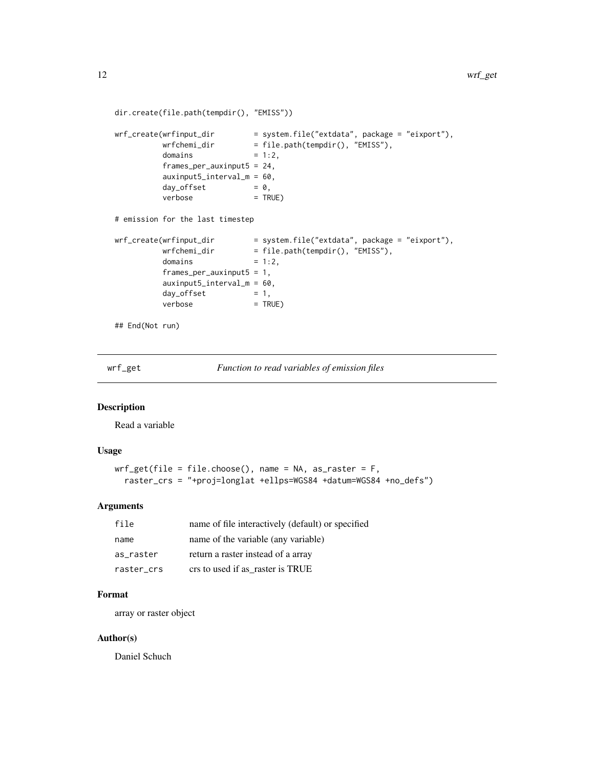```
dir.create(file.path(tempdir(), "EMISS"))

wrf_create(wrfinput_dir         = system.file("extdata", package = "eixport"),
           wrfchemi_dir         = file.path(tempdir(), "EMISS"),
           domains              = 1:2,
           frames_per_auxinput5 = 24,
           auxinput5_interval_m = 60,
           day_offset           = 0,
           verbose              = TRUE)

# emission for the last timestep

wrf_create(wrfinput_dir         = system.file("extdata", package = "eixport"),
           wrfchemi_dir         = file.path(tempdir(), "EMISS"),
           domains              = 1:2,
           frames_per_auxinput5 = 1,
           auxinput5_interval_m = 60,
           day_offset           = 1,
           verbose              = TRUE)

## End(Not run)
```

## wrf_get — *Function to read variables of emission files*

### Description

Read a variable

### Usage

```
wrf_get(file = file.choose(), name = NA, as_raster = F,
  raster_crs = "+proj=longlat +ellps=WGS84 +datum=WGS84 +no_defs")
```

### Arguments

| | |
|---|---|
| file | name of file interactively (default) or specified |
| name | name of the variable (any variable) |
| as_raster | return a raster instead of a array |
| raster_crs | crs to used if as_raster is TRUE |

### Format

array or raster object

### Author(s)

Daniel Schuch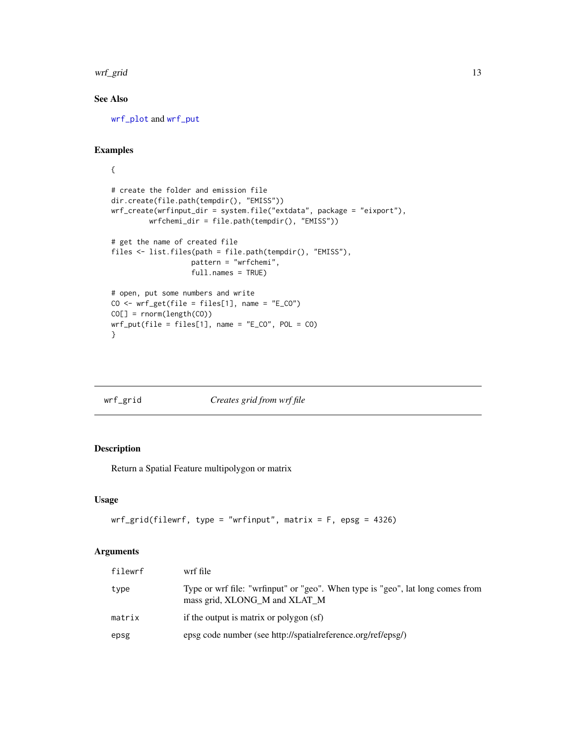### See Also

wrf_plot and wrf_put

### Examples

```
{

# create the folder and emission file
dir.create(file.path(tempdir(), "EMISS"))
wrf_create(wrfinput_dir = system.file("extdata", package = "eixport"),
         wrfchemi_dir = file.path(tempdir(), "EMISS"))

# get the name of created file
files <- list.files(path = file.path(tempdir(), "EMISS"),
                    pattern = "wrfchemi",
                    full.names = TRUE)

# open, put some numbers and write
CO <- wrf_get(file = files[1], name = "E_CO")
CO[] = rnorm(length(CO))
wrf_put(file = files[1], name = "E_CO", POL = CO)
}
```

## wrf_grid — *Creates grid from wrf file*

### Description

Return a Spatial Feature multipolygon or matrix

### Usage

```
wrf_grid(filewrf, type = "wrfinput", matrix = F, epsg = 4326)
```

### Arguments

| Argument | Description |
|---|---|
| filewrf | wrf file |
| type | Type or wrf file: "wrfinput" or "geo". When type is "geo", lat long comes from mass grid, XLONG_M and XLAT_M |
| matrix | if the output is matrix or polygon (sf) |
| epsg | epsg code number (see http://spatialreference.org/ref/epsg/) |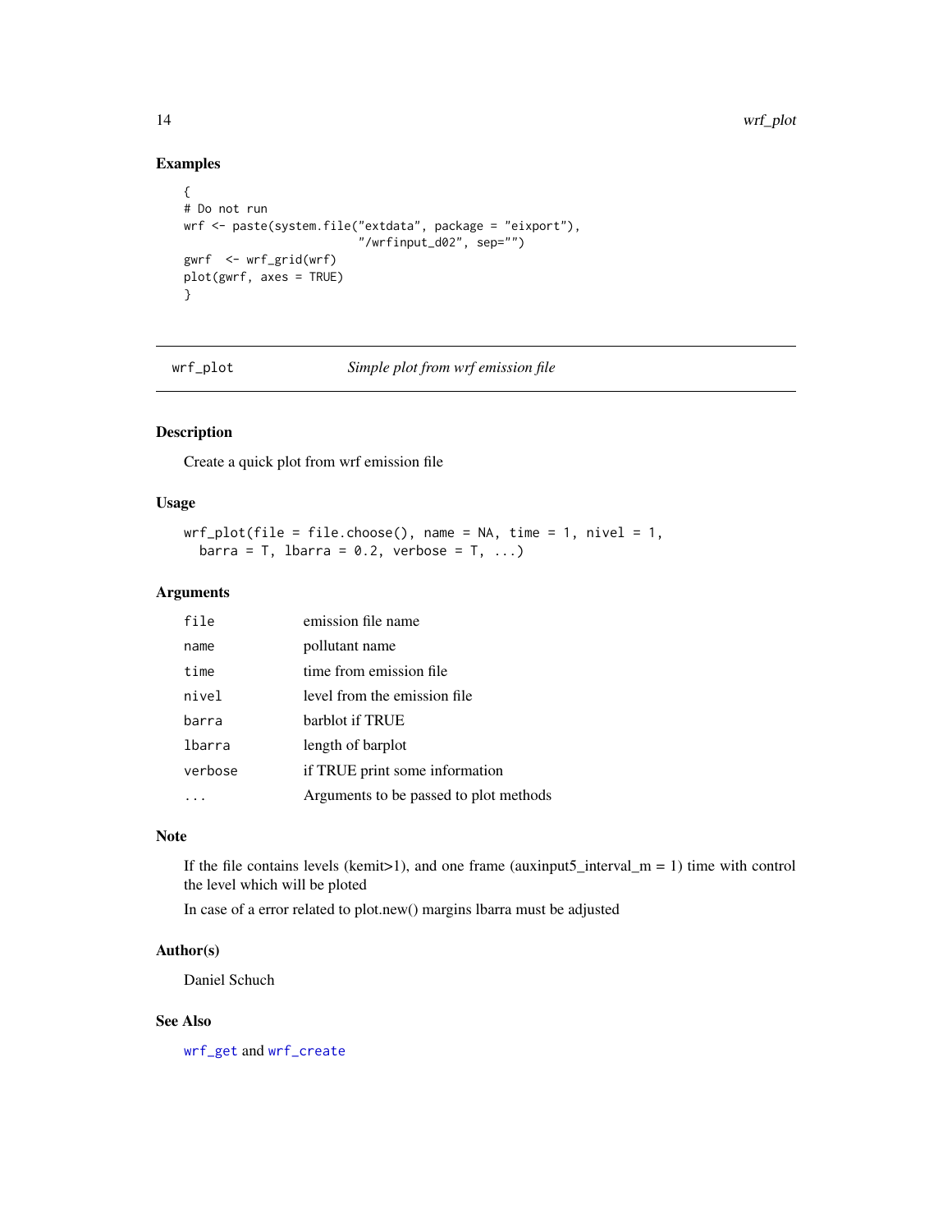## Examples

```
{
# Do not run
wrf <- paste(system.file("extdata", package = "eixport"),
                         "/wrfinput_d02", sep="")
gwrf  <- wrf_grid(wrf)
plot(gwrf, axes = TRUE)
}
```

---

# wrf_plot &nbsp;&nbsp;&nbsp;&nbsp;&nbsp;&nbsp;&nbsp;&nbsp; *Simple plot from wrf emission file*

---

### Description

Create a quick plot from wrf emission file

### Usage

```
wrf_plot(file = file.choose(), name = NA, time = 1, nivel = 1,
  barra = T, lbarra = 0.2, verbose = T, ...)
```

### Arguments

| | |
|---|---|
| `file` | emission file name |
| `name` | pollutant name |
| `time` | time from emission file |
| `nivel` | level from the emission file |
| `barra` | barblot if TRUE |
| `lbarra` | length of barplot |
| `verbose` | if TRUE print some information |
| `...` | Arguments to be passed to plot methods |

### Note

If the file contains levels (kemit>1), and one frame (auxinput5_interval_m = 1) time with control the level which will be ploted

In case of a error related to plot.new() margins lbarra must be adjusted

### Author(s)

Daniel Schuch

### See Also

`wrf_get` and `wrf_create`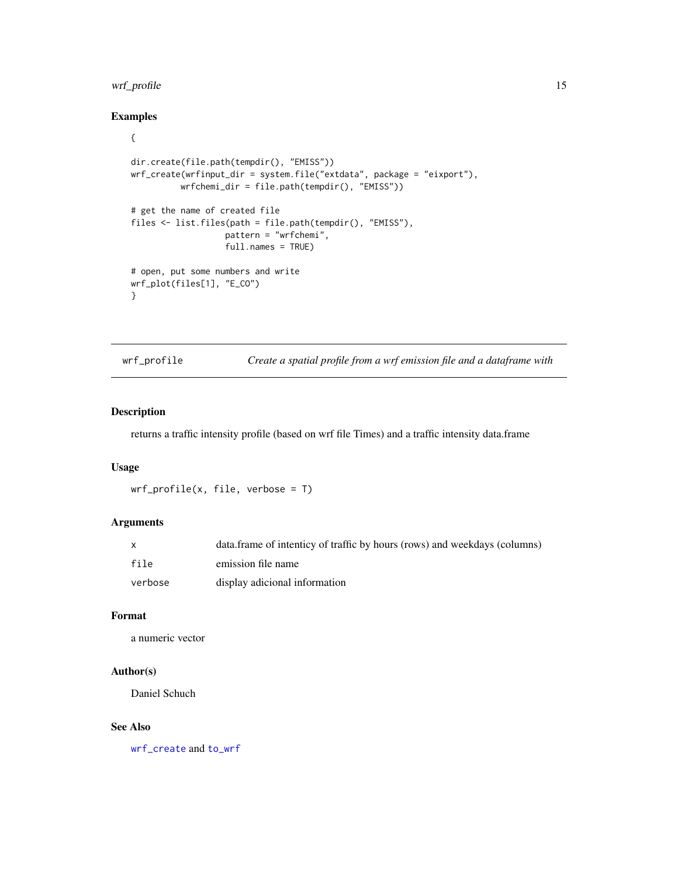## Examples

```
{

dir.create(file.path(tempdir(), "EMISS"))
wrf_create(wrfinput_dir = system.file("extdata", package = "eixport"),
          wrfchemi_dir = file.path(tempdir(), "EMISS"))

# get the name of created file
files <- list.files(path = file.path(tempdir(), "EMISS"),
                    pattern = "wrfchemi",
                    full.names = TRUE)

# open, put some numbers and write
wrf_plot(files[1], "E_CO")
}
```

---

## wrf_profile — *Create a spatial profile from a wrf emission file and a dataframe with*

---

### Description

returns a traffic intensity profile (based on wrf file Times) and a traffic intensity data.frame

### Usage

```
wrf_profile(x, file, verbose = T)
```

### Arguments

| | |
|---|---|
| x | data.frame of intenticy of traffic by hours (rows) and weekdays (columns) |
| file | emission file name |
| verbose | display adicional information |

### Format

a numeric vector

### Author(s)

Daniel Schuch

### See Also

wrf_create and to_wrf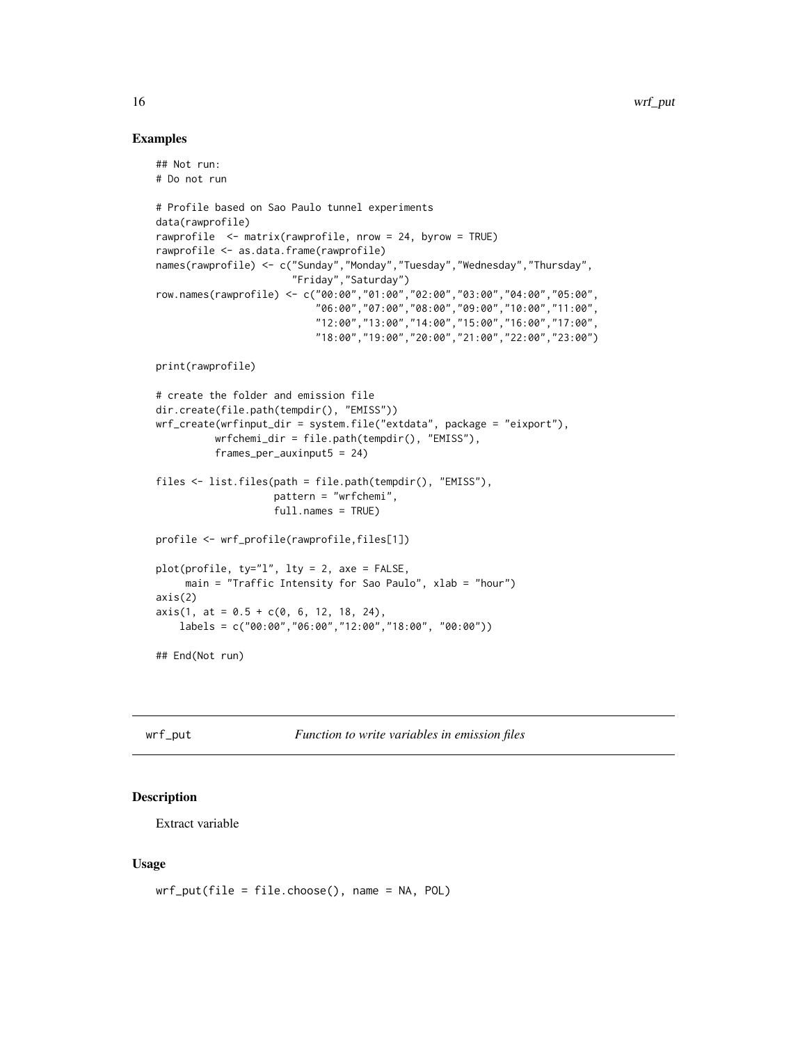## Examples

```
## Not run:
# Do not run

# Profile based on Sao Paulo tunnel experiments
data(rawprofile)
rawprofile  <- matrix(rawprofile, nrow = 24, byrow = TRUE)
rawprofile <- as.data.frame(rawprofile)
names(rawprofile) <- c("Sunday","Monday","Tuesday","Wednesday","Thursday",
                       "Friday","Saturday")
row.names(rawprofile) <- c("00:00","01:00","02:00","03:00","04:00","05:00",
                           "06:00","07:00","08:00","09:00","10:00","11:00",
                           "12:00","13:00","14:00","15:00","16:00","17:00",
                           "18:00","19:00","20:00","21:00","22:00","23:00")

print(rawprofile)

# create the folder and emission file
dir.create(file.path(tempdir(), "EMISS"))
wrf_create(wrfinput_dir = system.file("extdata", package = "eixport"),
          wrfchemi_dir = file.path(tempdir(), "EMISS"),
          frames_per_auxinput5 = 24)

files <- list.files(path = file.path(tempdir(), "EMISS"),
                    pattern = "wrfchemi",
                    full.names = TRUE)

profile <- wrf_profile(rawprofile,files[1])

plot(profile, ty="l", lty = 2, axe = FALSE,
     main = "Traffic Intensity for Sao Paulo", xlab = "hour")
axis(2)
axis(1, at = 0.5 + c(0, 6, 12, 18, 24),
    labels = c("00:00","06:00","12:00","18:00", "00:00"))

## End(Not run)
```

---

# wrf_put *Function to write variables in emission files*

## Description

Extract variable

## Usage

```
wrf_put(file = file.choose(), name = NA, POL)
```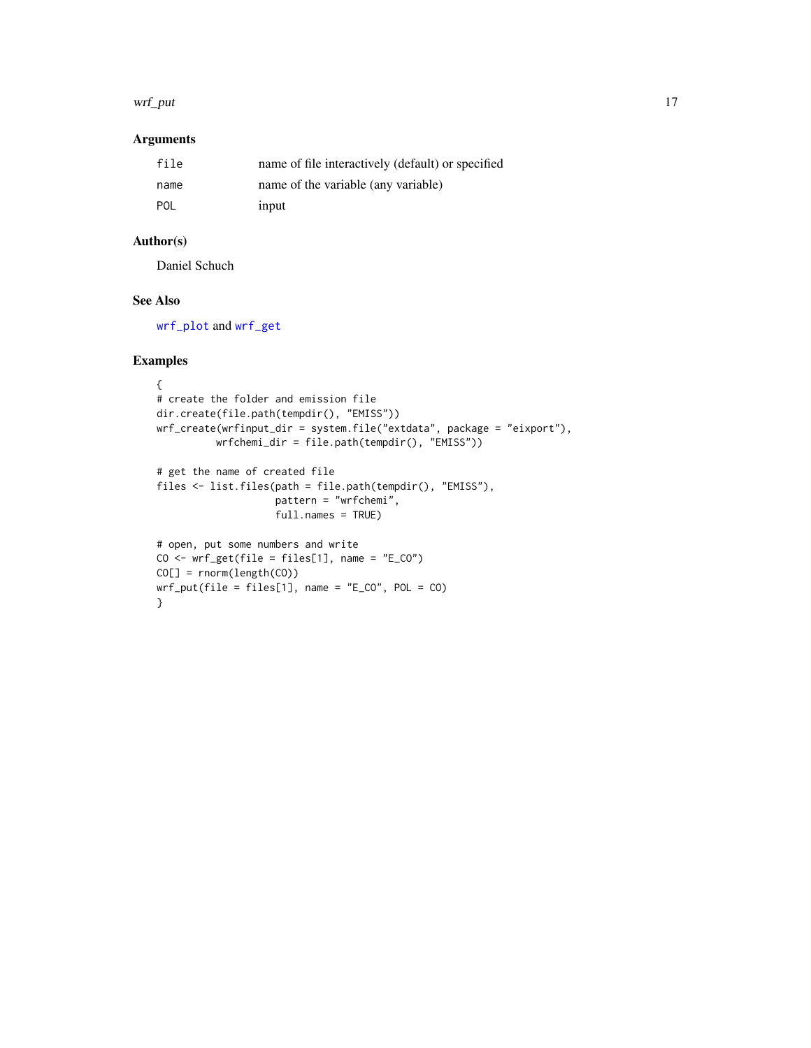### Arguments

| | |
|---|---|
| file | name of file interactively (default) or specified |
| name | name of the variable (any variable) |
| POL | input |

### Author(s)

Daniel Schuch

### See Also

wrf_plot and wrf_get

### Examples

```
{
# create the folder and emission file
dir.create(file.path(tempdir(), "EMISS"))
wrf_create(wrfinput_dir = system.file("extdata", package = "eixport"),
          wrfchemi_dir = file.path(tempdir(), "EMISS"))

# get the name of created file
files <- list.files(path = file.path(tempdir(), "EMISS"),
                    pattern = "wrfchemi",
                    full.names = TRUE)

# open, put some numbers and write
CO <- wrf_get(file = files[1], name = "E_CO")
CO[] = rnorm(length(CO))
wrf_put(file = files[1], name = "E_CO", POL = CO)
}
```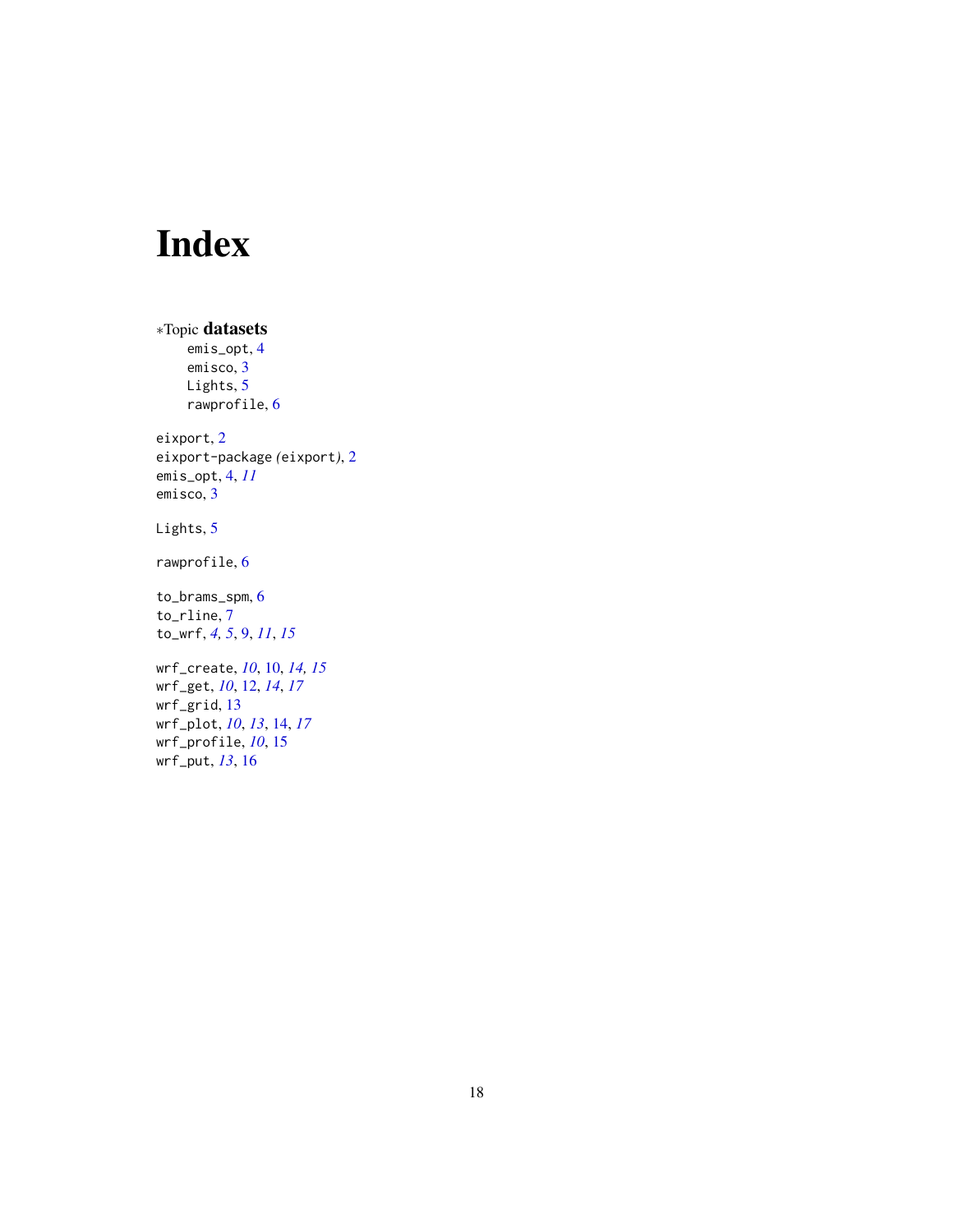# Index

*Topic **datasets**

- emis_opt, 4
- emisco, 3
- Lights, 5
- rawprofile, 6

eixport, 2
eixport-package *(*eixport*)*, 2
emis_opt, 4, *11*
emisco, 3

Lights, 5

rawprofile, 6

to_brams_spm, 6
to_rline, 7
to_wrf, *4, 5*, 9, *11*, *15*

wrf_create, *10*, 10, *14, 15*
wrf_get, *10*, 12, *14*, *17*
wrf_grid, 13
wrf_plot, *10*, *13*, 14, *17*
wrf_profile, *10*, 15
wrf_put, *13*, 16